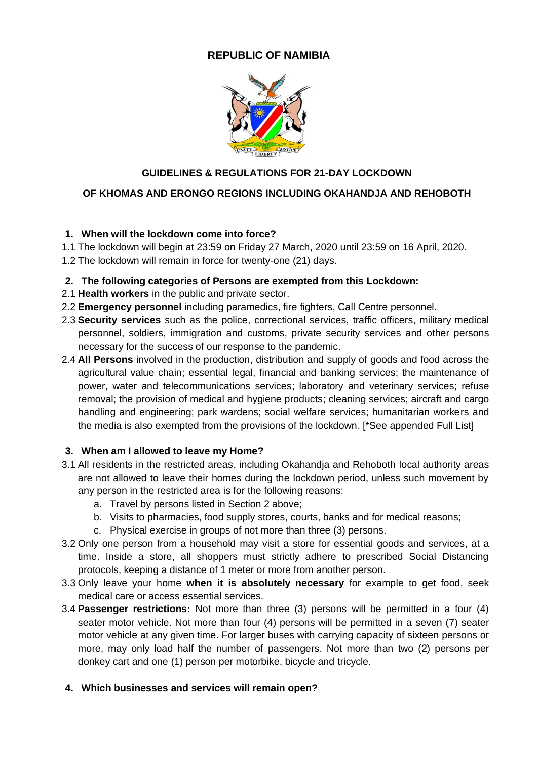# REPUBLIC OF NAMIBIA

## GUIDELINES & REGULATIONS FOR 21-DAY LOCKDOWN

## OF KHOMAS AND ERONGO REGIONS INCLUDING OKAHANDJA AND REHOBOTH

### 1. When will the lockdown come into force?

1.1 The lockdown will begin at 23:59 on Friday 27 March, 2020 until 23:59 on 16 April, 2020.

1.2 The lockdown will remain in force for twenty-one (21) days.

### 2. The following categories of Persons are exempted from this Lockdown:

2.1 **Health workers** in the public and private sector.

2.2 **Emergency personnel** including paramedics, fire fighters, Call Centre personnel.

2.3 **Security services** such as the police, correctional services, traffic officers, military medical personnel, soldiers, immigration and customs, private security services and other persons necessary for the success of our response to the pandemic.

2.4 **All Persons** involved in the production, distribution and supply of goods and food across the agricultural value chain; essential legal, financial and banking services; the maintenance of power, water and telecommunications services; laboratory and veterinary services; refuse removal; the provision of medical and hygiene products; cleaning services; aircraft and cargo handling and engineering; park wardens; social welfare services; humanitarian workers and the media is also exempted from the provisions of the lockdown. [*See appended Full List]

### 3. When am I allowed to leave my Home?

3.1 All residents in the restricted areas, including Okahandja and Rehoboth local authority areas are not allowed to leave their homes during the lockdown period, unless such movement by any person in the restricted area is for the following reasons:

a. Travel by persons listed in Section 2 above;
b. Visits to pharmacies, food supply stores, courts, banks and for medical reasons;
c. Physical exercise in groups of not more than three (3) persons.

3.2 Only one person from a household may visit a store for essential goods and services, at a time. Inside a store, all shoppers must strictly adhere to prescribed Social Distancing protocols, keeping a distance of 1 meter or more from another person.

3.3 Only leave your home **when it is absolutely necessary** for example to get food, seek medical care or access essential services.

3.4 **Passenger restrictions:** Not more than three (3) persons will be permitted in a four (4) seater motor vehicle. Not more than four (4) persons will be permitted in a seven (7) seater motor vehicle at any given time. For larger buses with carrying capacity of sixteen persons or more, may only load half the number of passengers. Not more than two (2) persons per donkey cart and one (1) person per motorbike, bicycle and tricycle.

### 4. Which businesses and services will remain open?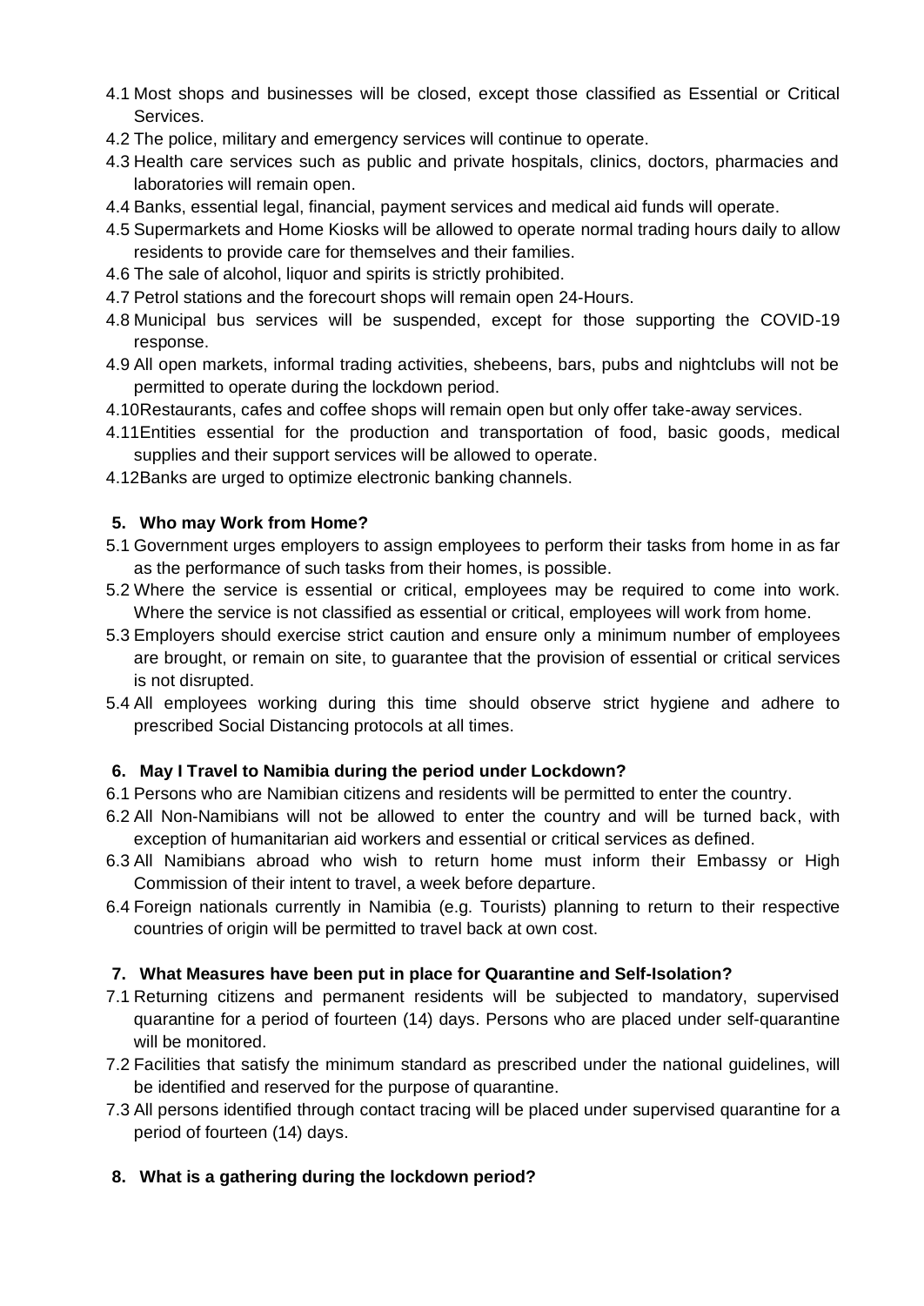4.1 Most shops and businesses will be closed, except those classified as Essential or Critical Services.
4.2 The police, military and emergency services will continue to operate.
4.3 Health care services such as public and private hospitals, clinics, doctors, pharmacies and laboratories will remain open.
4.4 Banks, essential legal, financial, payment services and medical aid funds will operate.
4.5 Supermarkets and Home Kiosks will be allowed to operate normal trading hours daily to allow residents to provide care for themselves and their families.
4.6 The sale of alcohol, liquor and spirits is strictly prohibited.
4.7 Petrol stations and the forecourt shops will remain open 24-Hours.
4.8 Municipal bus services will be suspended, except for those supporting the COVID-19 response.
4.9 All open markets, informal trading activities, shebeens, bars, pubs and nightclubs will not be permitted to operate during the lockdown period.
4.10 Restaurants, cafes and coffee shops will remain open but only offer take-away services.
4.11 Entities essential for the production and transportation of food, basic goods, medical supplies and their support services will be allowed to operate.
4.12 Banks are urged to optimize electronic banking channels.

## 5. Who may Work from Home?

5.1 Government urges employers to assign employees to perform their tasks from home in as far as the performance of such tasks from their homes, is possible.
5.2 Where the service is essential or critical, employees may be required to come into work. Where the service is not classified as essential or critical, employees will work from home.
5.3 Employers should exercise strict caution and ensure only a minimum number of employees are brought, or remain on site, to guarantee that the provision of essential or critical services is not disrupted.
5.4 All employees working during this time should observe strict hygiene and adhere to prescribed Social Distancing protocols at all times.

## 6. May I Travel to Namibia during the period under Lockdown?

6.1 Persons who are Namibian citizens and residents will be permitted to enter the country.
6.2 All Non-Namibians will not be allowed to enter the country and will be turned back, with exception of humanitarian aid workers and essential or critical services as defined.
6.3 All Namibians abroad who wish to return home must inform their Embassy or High Commission of their intent to travel, a week before departure.
6.4 Foreign nationals currently in Namibia (e.g. Tourists) planning to return to their respective countries of origin will be permitted to travel back at own cost.

## 7. What Measures have been put in place for Quarantine and Self-Isolation?

7.1 Returning citizens and permanent residents will be subjected to mandatory, supervised quarantine for a period of fourteen (14) days. Persons who are placed under self-quarantine will be monitored.
7.2 Facilities that satisfy the minimum standard as prescribed under the national guidelines, will be identified and reserved for the purpose of quarantine.
7.3 All persons identified through contact tracing will be placed under supervised quarantine for a period of fourteen (14) days.

## 8. What is a gathering during the lockdown period?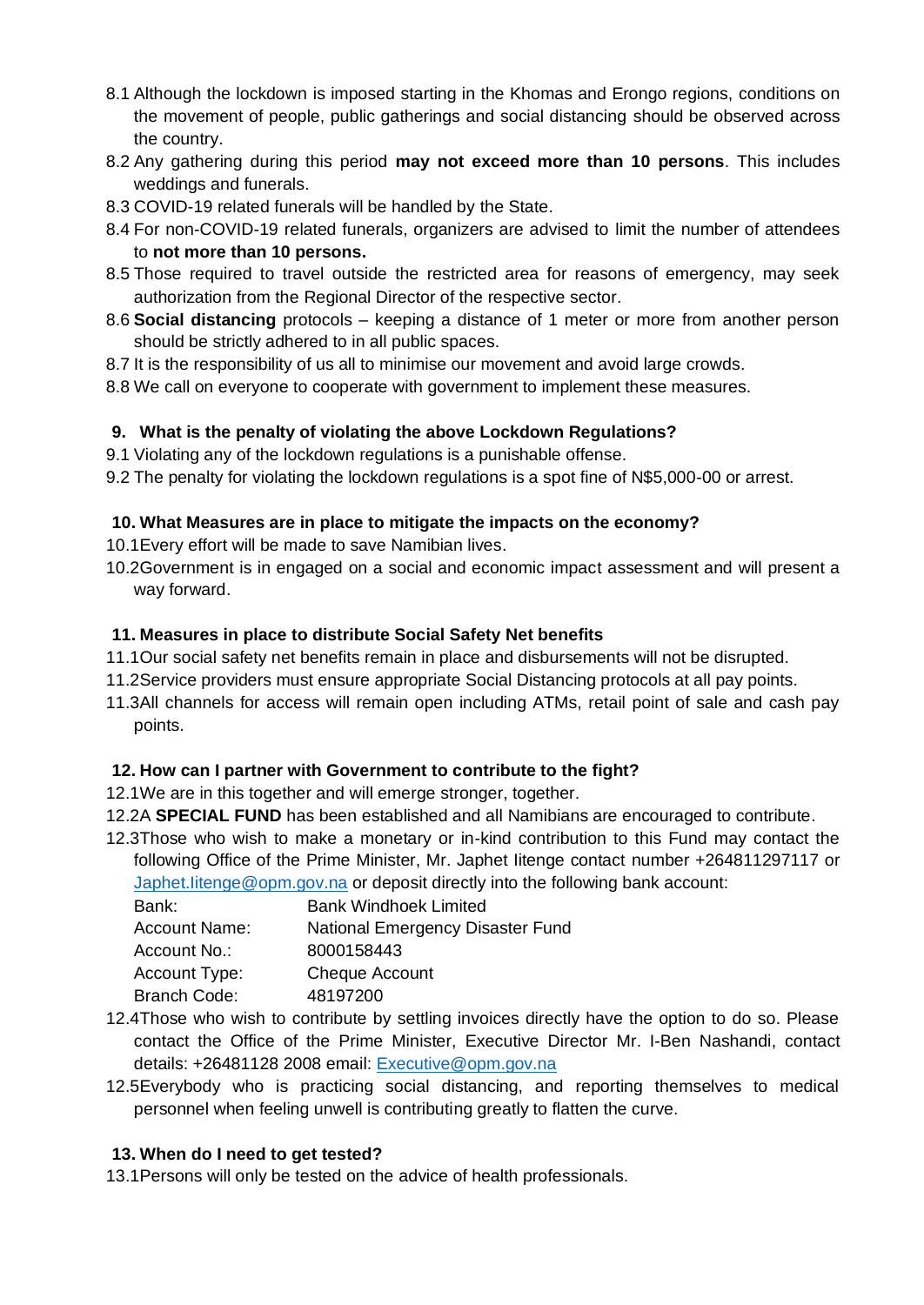8.1 Although the lockdown is imposed starting in the Khomas and Erongo regions, conditions on the movement of people, public gatherings and social distancing should be observed across the country.

8.2 Any gathering during this period **may not exceed more than 10 persons**. This includes weddings and funerals.

8.3 COVID-19 related funerals will be handled by the State.

8.4 For non-COVID-19 related funerals, organizers are advised to limit the number of attendees to **not more than 10 persons.**

8.5 Those required to travel outside the restricted area for reasons of emergency, may seek authorization from the Regional Director of the respective sector.

8.6 **Social distancing** protocols – keeping a distance of 1 meter or more from another person should be strictly adhered to in all public spaces.

8.7 It is the responsibility of us all to minimise our movement and avoid large crowds.

8.8 We call on everyone to cooperate with government to implement these measures.

### 9. What is the penalty of violating the above Lockdown Regulations?

9.1 Violating any of the lockdown regulations is a punishable offense.

9.2 The penalty for violating the lockdown regulations is a spot fine of N$5,000-00 or arrest.

### 10. What Measures are in place to mitigate the impacts on the economy?

10.1 Every effort will be made to save Namibian lives.

10.2 Government is in engaged on a social and economic impact assessment and will present a way forward.

### 11. Measures in place to distribute Social Safety Net benefits

11.1 Our social safety net benefits remain in place and disbursements will not be disrupted.

11.2 Service providers must ensure appropriate Social Distancing protocols at all pay points.

11.3 All channels for access will remain open including ATMs, retail point of sale and cash pay points.

### 12. How can I partner with Government to contribute to the fight?

12.1 We are in this together and will emerge stronger, together.

12.2 A **SPECIAL FUND** has been established and all Namibians are encouraged to contribute.

12.3 Those who wish to make a monetary or in-kind contribution to this Fund may contact the following Office of the Prime Minister, Mr. Japhet Iitenge contact number +264811297117 or Japhet.Iitenge@opm.gov.na or deposit directly into the following bank account:

| | |
|---|---|
| Bank: | Bank Windhoek Limited |
| Account Name: | National Emergency Disaster Fund |
| Account No.: | 8000158443 |
| Account Type: | Cheque Account |
| Branch Code: | 48197200 |

12.4 Those who wish to contribute by settling invoices directly have the option to do so. Please contact the Office of the Prime Minister, Executive Director Mr. I-Ben Nashandi, contact details: +26481128 2008 email: Executive@opm.gov.na

12.5 Everybody who is practicing social distancing, and reporting themselves to medical personnel when feeling unwell is contributing greatly to flatten the curve.

### 13. When do I need to get tested?

13.1 Persons will only be tested on the advice of health professionals.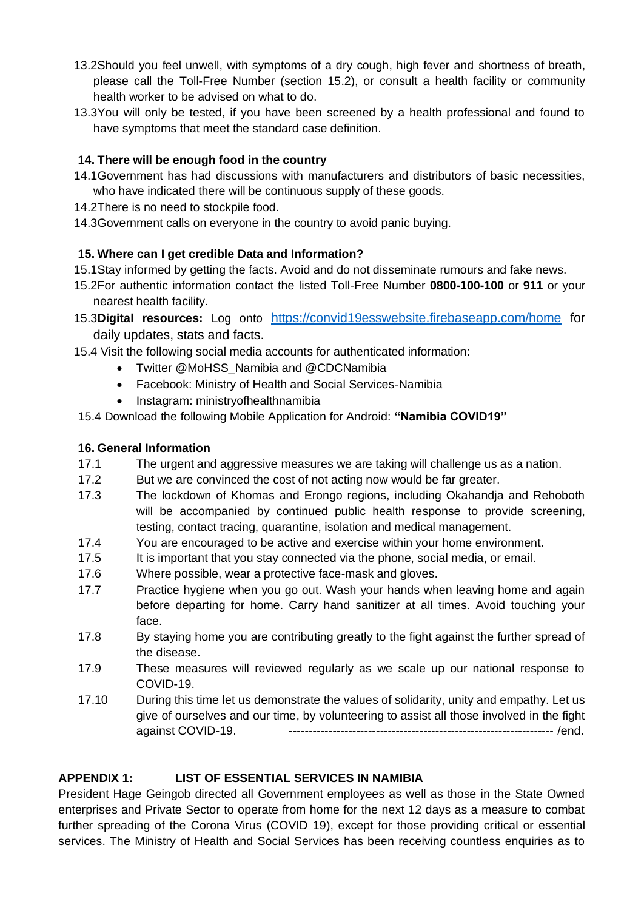13.2Should you feel unwell, with symptoms of a dry cough, high fever and shortness of breath, please call the Toll-Free Number (section 15.2), or consult a health facility or community health worker to be advised on what to do.

13.3You will only be tested, if you have been screened by a health professional and found to have symptoms that meet the standard case definition.

### 14. There will be enough food in the country

14.1Government has had discussions with manufacturers and distributors of basic necessities, who have indicated there will be continuous supply of these goods.

14.2There is no need to stockpile food.

14.3Government calls on everyone in the country to avoid panic buying.

### 15. Where can I get credible Data and Information?

15.1Stay informed by getting the facts. Avoid and do not disseminate rumours and fake news.

15.2For authentic information contact the listed Toll-Free Number **0800-100-100** or **911** or your nearest health facility.

15.3**Digital resources:** Log onto [https://convid19esswebsite.firebaseapp.com/home](https://convid19esswebsite.firebaseapp.com/home) for daily updates, stats and facts.

15.4 Visit the following social media accounts for authenticated information:

- Twitter @MoHSS_Namibia and @CDCNamibia
- Facebook: Ministry of Health and Social Services-Namibia
- Instagram: ministryofhealthnamibia

15.4 Download the following Mobile Application for Android: **"Namibia COVID19"**

### 16. General Information

17.1 The urgent and aggressive measures we are taking will challenge us as a nation.

17.2 But we are convinced the cost of not acting now would be far greater.

17.3 The lockdown of Khomas and Erongo regions, including Okahandja and Rehoboth will be accompanied by continued public health response to provide screening, testing, contact tracing, quarantine, isolation and medical management.

17.4 You are encouraged to be active and exercise within your home environment.

17.5 It is important that you stay connected via the phone, social media, or email.

17.6 Where possible, wear a protective face-mask and gloves.

17.7 Practice hygiene when you go out. Wash your hands when leaving home and again before departing for home. Carry hand sanitizer at all times. Avoid touching your face.

17.8 By staying home you are contributing greatly to the fight against the further spread of the disease.

17.9 These measures will reviewed regularly as we scale up our national response to COVID-19.

17.10 During this time let us demonstrate the values of solidarity, unity and empathy. Let us give of ourselves and our time, by volunteering to assist all those involved in the fight against COVID-19. ------------------------------------------------------------------ /end.

### APPENDIX 1: LIST OF ESSENTIAL SERVICES IN NAMIBIA

President Hage Geingob directed all Government employees as well as those in the State Owned enterprises and Private Sector to operate from home for the next 12 days as a measure to combat further spreading of the Corona Virus (COVID 19), except for those providing critical or essential services. The Ministry of Health and Social Services has been receiving countless enquiries as to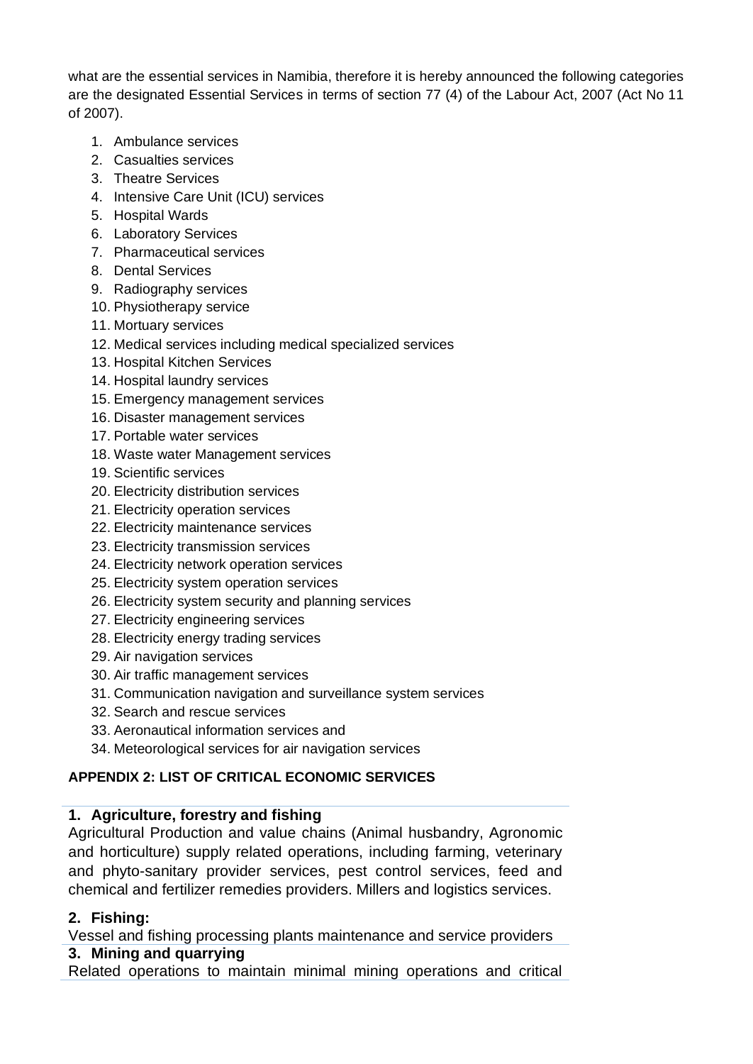what are the essential services in Namibia, therefore it is hereby announced the following categories are the designated Essential Services in terms of section 77 (4) of the Labour Act, 2007 (Act No 11 of 2007).

1. Ambulance services
2. Casualties services
3. Theatre Services
4. Intensive Care Unit (ICU) services
5. Hospital Wards
6. Laboratory Services
7. Pharmaceutical services
8. Dental Services
9. Radiography services
10. Physiotherapy service
11. Mortuary services
12. Medical services including medical specialized services
13. Hospital Kitchen Services
14. Hospital laundry services
15. Emergency management services
16. Disaster management services
17. Portable water services
18. Waste water Management services
19. Scientific services
20. Electricity distribution services
21. Electricity operation services
22. Electricity maintenance services
23. Electricity transmission services
24. Electricity network operation services
25. Electricity system operation services
26. Electricity system security and planning services
27. Electricity engineering services
28. Electricity energy trading services
29. Air navigation services
30. Air traffic management services
31. Communication navigation and surveillance system services
32. Search and rescue services
33. Aeronautical information services and
34. Meteorological services for air navigation services

**APPENDIX 2: LIST OF CRITICAL ECONOMIC SERVICES**

**1. Agriculture, forestry and fishing**

Agricultural Production and value chains (Animal husbandry, Agronomic and horticulture) supply related operations, including farming, veterinary and phyto-sanitary provider services, pest control services, feed and chemical and fertilizer remedies providers. Millers and logistics services.

**2. Fishing:**

Vessel and fishing processing plants maintenance and service providers

**3. Mining and quarrying**

Related operations to maintain minimal mining operations and critical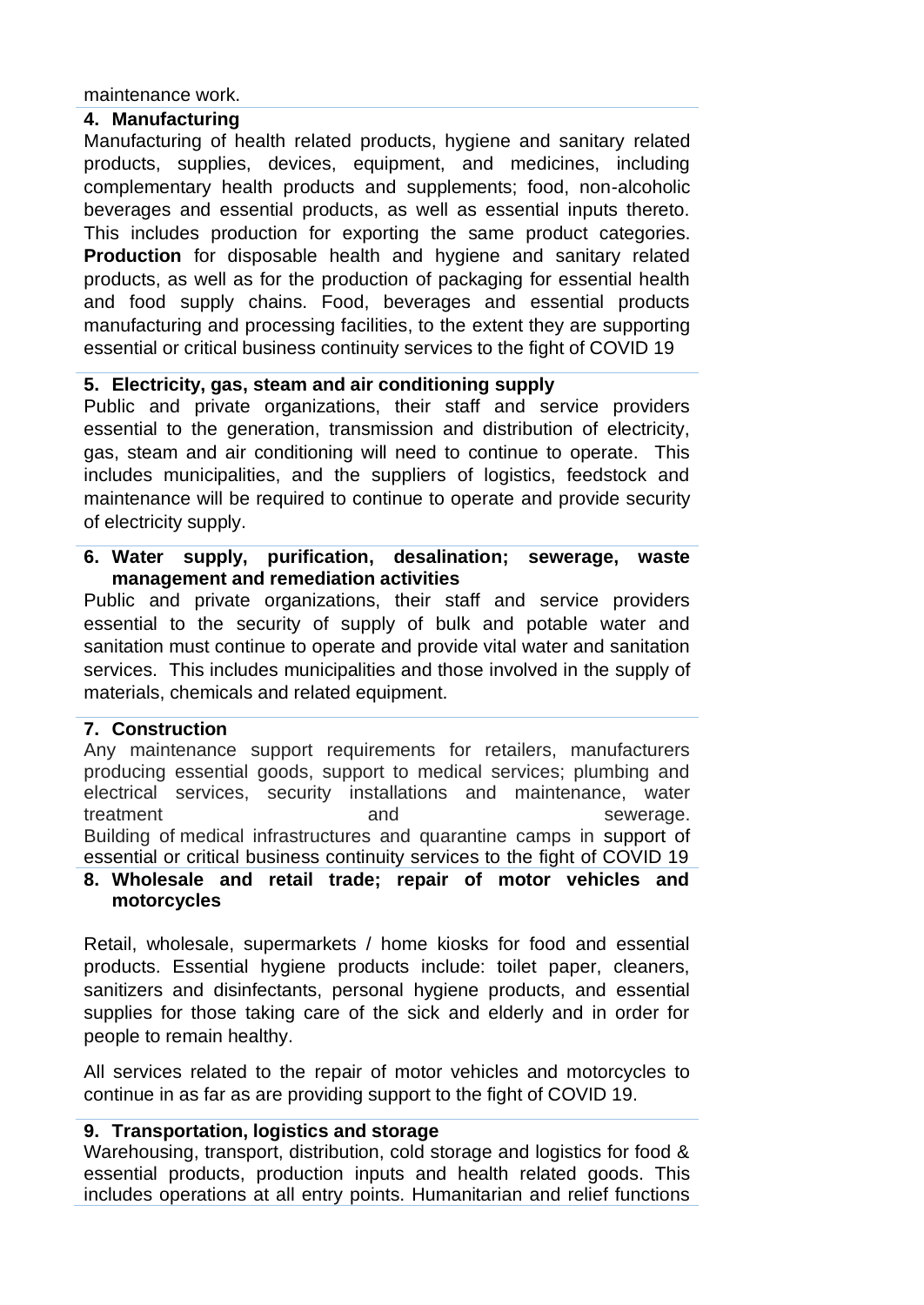maintenance work.

**4. Manufacturing**

Manufacturing of health related products, hygiene and sanitary related products, supplies, devices, equipment, and medicines, including complementary health products and supplements; food, non-alcoholic beverages and essential products, as well as essential inputs thereto. This includes production for exporting the same product categories. **Production** for disposable health and hygiene and sanitary related products, as well as for the production of packaging for essential health and food supply chains. Food, beverages and essential products manufacturing and processing facilities, to the extent they are supporting essential or critical business continuity services to the fight of COVID 19

**5. Electricity, gas, steam and air conditioning supply**

Public and private organizations, their staff and service providers essential to the generation, transmission and distribution of electricity, gas, steam and air conditioning will need to continue to operate. This includes municipalities, and the suppliers of logistics, feedstock and maintenance will be required to continue to operate and provide security of electricity supply.

**6. Water supply, purification, desalination; sewerage, waste management and remediation activities**

Public and private organizations, their staff and service providers essential to the security of supply of bulk and potable water and sanitation must continue to operate and provide vital water and sanitation services. This includes municipalities and those involved in the supply of materials, chemicals and related equipment.

**7. Construction**

Any maintenance support requirements for retailers, manufacturers producing essential goods, support to medical services; plumbing and electrical services, security installations and maintenance, water treatment and sewerage.
Building of medical infrastructures and quarantine camps in support of essential or critical business continuity services to the fight of COVID 19

**8. Wholesale and retail trade; repair of motor vehicles and motorcycles**

Retail, wholesale, supermarkets / home kiosks for food and essential products. Essential hygiene products include: toilet paper, cleaners, sanitizers and disinfectants, personal hygiene products, and essential supplies for those taking care of the sick and elderly and in order for people to remain healthy.

All services related to the repair of motor vehicles and motorcycles to continue in as far as are providing support to the fight of COVID 19.

**9. Transportation, logistics and storage**

Warehousing, transport, distribution, cold storage and logistics for food & essential products, production inputs and health related goods. This includes operations at all entry points. Humanitarian and relief functions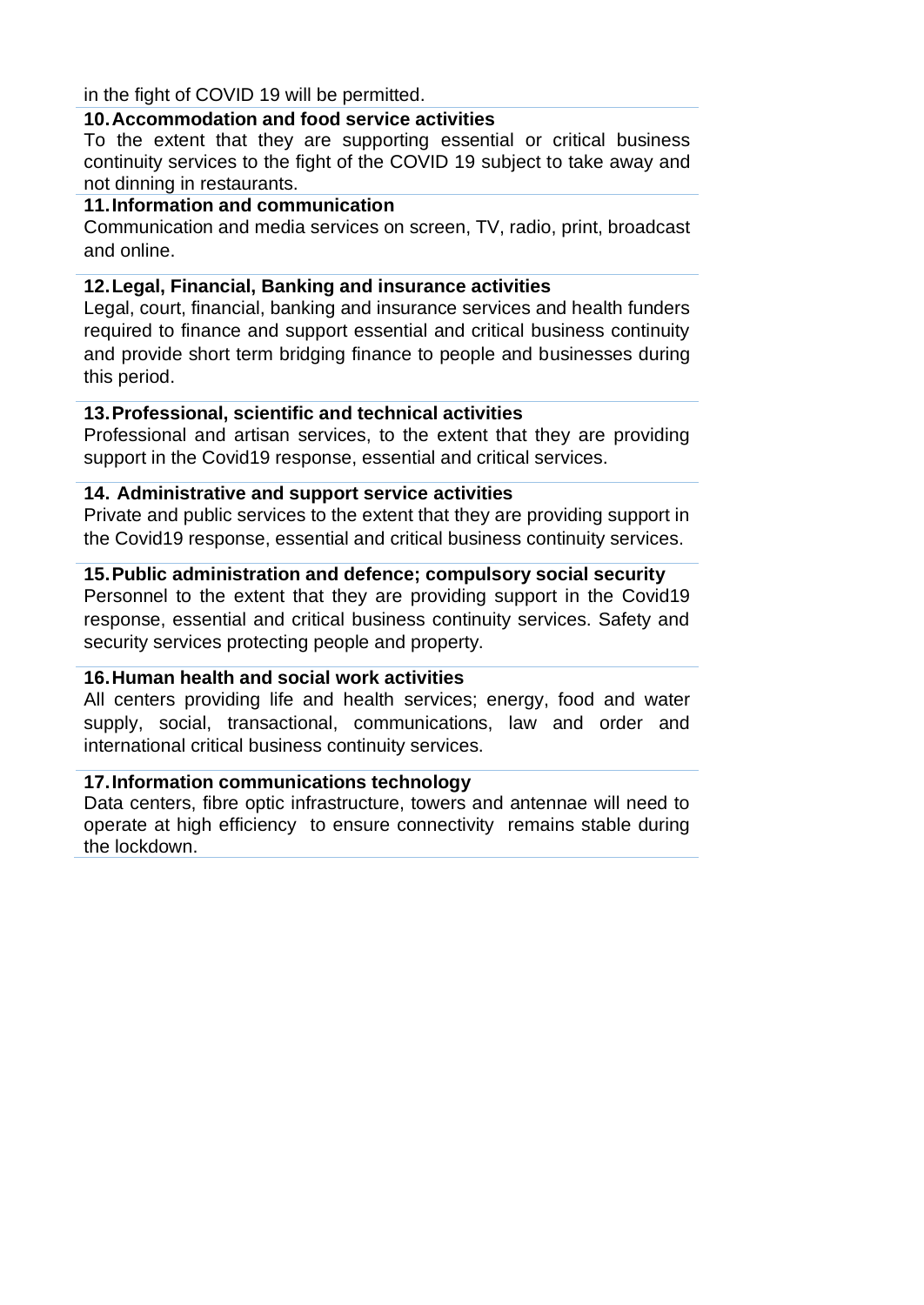in the fight of COVID 19 will be permitted.

**10. Accommodation and food service activities**

To the extent that they are supporting essential or critical business continuity services to the fight of the COVID 19 subject to take away and not dinning in restaurants.

**11. Information and communication**

Communication and media services on screen, TV, radio, print, broadcast and online.

**12. Legal, Financial, Banking and insurance activities**

Legal, court, financial, banking and insurance services and health funders required to finance and support essential and critical business continuity and provide short term bridging finance to people and businesses during this period.

**13. Professional, scientific and technical activities**

Professional and artisan services, to the extent that they are providing support in the Covid19 response, essential and critical services.

**14. Administrative and support service activities**

Private and public services to the extent that they are providing support in the Covid19 response, essential and critical business continuity services.

**15. Public administration and defence; compulsory social security**

Personnel to the extent that they are providing support in the Covid19 response, essential and critical business continuity services. Safety and security services protecting people and property.

**16. Human health and social work activities**

All centers providing life and health services; energy, food and water supply, social, transactional, communications, law and order and international critical business continuity services.

**17. Information communications technology**

Data centers, fibre optic infrastructure, towers and antennae will need to operate at high efficiency to ensure connectivity remains stable during the lockdown.